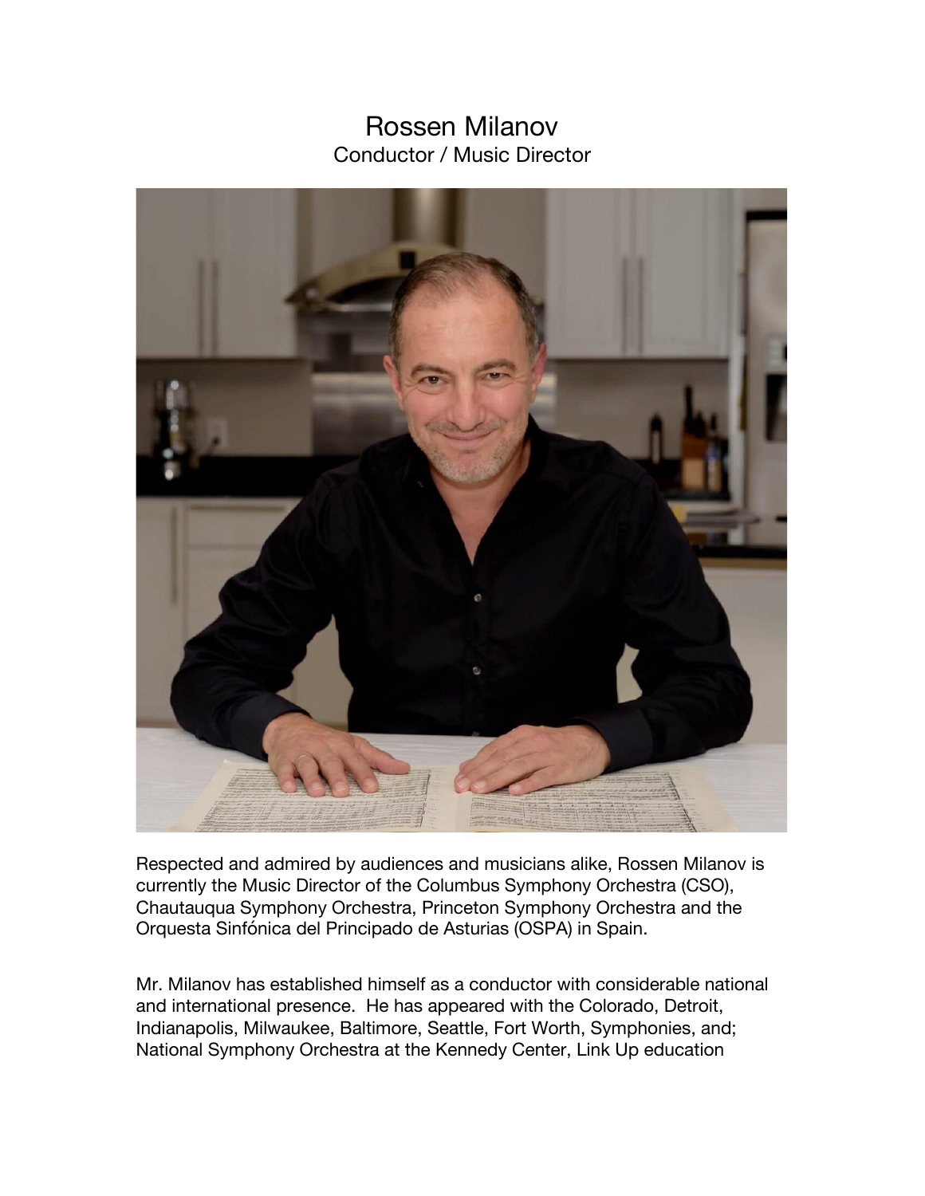# Rossen Milanov

Conductor / Music Director

Respected and admired by audiences and musicians alike, Rossen Milanov is currently the Music Director of the Columbus Symphony Orchestra (CSO), Chautauqua Symphony Orchestra, Princeton Symphony Orchestra and the Orquesta Sinfónica del Principado de Asturias (OSPA) in Spain.

Mr. Milanov has established himself as a conductor with considerable national and international presence. He has appeared with the Colorado, Detroit, Indianapolis, Milwaukee, Baltimore, Seattle, Fort Worth, Symphonies, and; National Symphony Orchestra at the Kennedy Center, Link Up education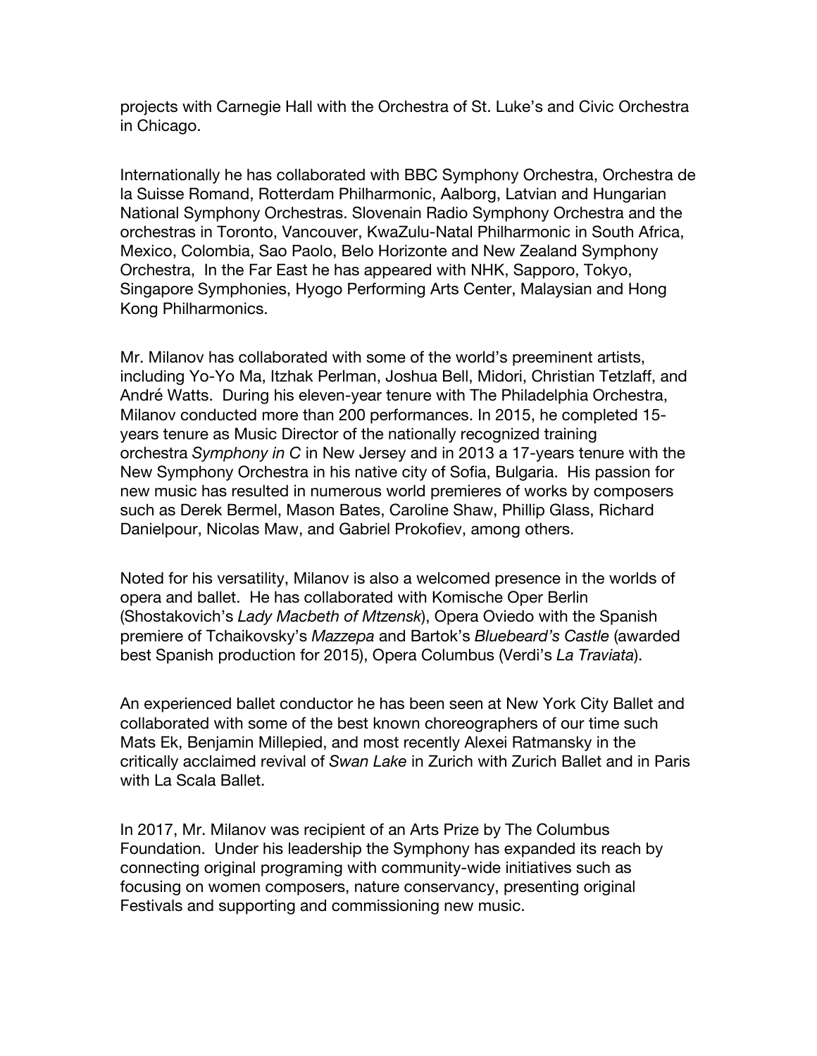projects with Carnegie Hall with the Orchestra of St. Luke's and Civic Orchestra in Chicago.

Internationally he has collaborated with BBC Symphony Orchestra, Orchestra de la Suisse Romand, Rotterdam Philharmonic, Aalborg, Latvian and Hungarian National Symphony Orchestras. Slovenain Radio Symphony Orchestra and the orchestras in Toronto, Vancouver, KwaZulu-Natal Philharmonic in South Africa, Mexico, Colombia, Sao Paolo, Belo Horizonte and New Zealand Symphony Orchestra, In the Far East he has appeared with NHK, Sapporo, Tokyo, Singapore Symphonies, Hyogo Performing Arts Center, Malaysian and Hong Kong Philharmonics.

Mr. Milanov has collaborated with some of the world's preeminent artists, including Yo-Yo Ma, Itzhak Perlman, Joshua Bell, Midori, Christian Tetzlaff, and André Watts. During his eleven-year tenure with The Philadelphia Orchestra, Milanov conducted more than 200 performances. In 2015, he completed 15-years tenure as Music Director of the nationally recognized training orchestra *Symphony in C* in New Jersey and in 2013 a 17-years tenure with the New Symphony Orchestra in his native city of Sofia, Bulgaria. His passion for new music has resulted in numerous world premieres of works by composers such as Derek Bermel, Mason Bates, Caroline Shaw, Phillip Glass, Richard Danielpour, Nicolas Maw, and Gabriel Prokofiev, among others.

Noted for his versatility, Milanov is also a welcomed presence in the worlds of opera and ballet. He has collaborated with Komische Oper Berlin (Shostakovich's *Lady Macbeth of Mtzensk*), Opera Oviedo with the Spanish premiere of Tchaikovsky's *Mazzepa* and Bartok's *Bluebeard's Castle* (awarded best Spanish production for 2015), Opera Columbus (Verdi's *La Traviata*).

An experienced ballet conductor he has been seen at New York City Ballet and collaborated with some of the best known choreographers of our time such Mats Ek, Benjamin Millepied, and most recently Alexei Ratmansky in the critically acclaimed revival of *Swan Lake* in Zurich with Zurich Ballet and in Paris with La Scala Ballet.

In 2017, Mr. Milanov was recipient of an Arts Prize by The Columbus Foundation. Under his leadership the Symphony has expanded its reach by connecting original programing with community-wide initiatives such as focusing on women composers, nature conservancy, presenting original Festivals and supporting and commissioning new music.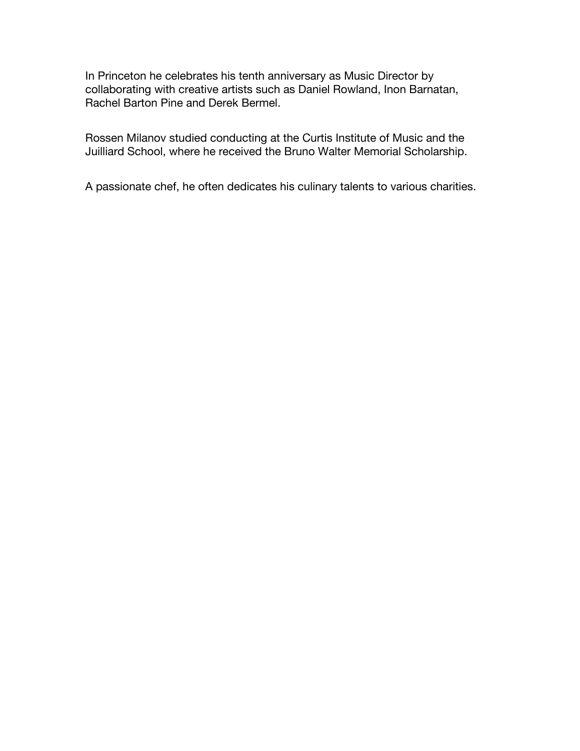In Princeton he celebrates his tenth anniversary as Music Director by collaborating with creative artists such as Daniel Rowland, Inon Barnatan, Rachel Barton Pine and Derek Bermel.

Rossen Milanov studied conducting at the Curtis Institute of Music and the Juilliard School, where he received the Bruno Walter Memorial Scholarship.

A passionate chef, he often dedicates his culinary talents to various charities.